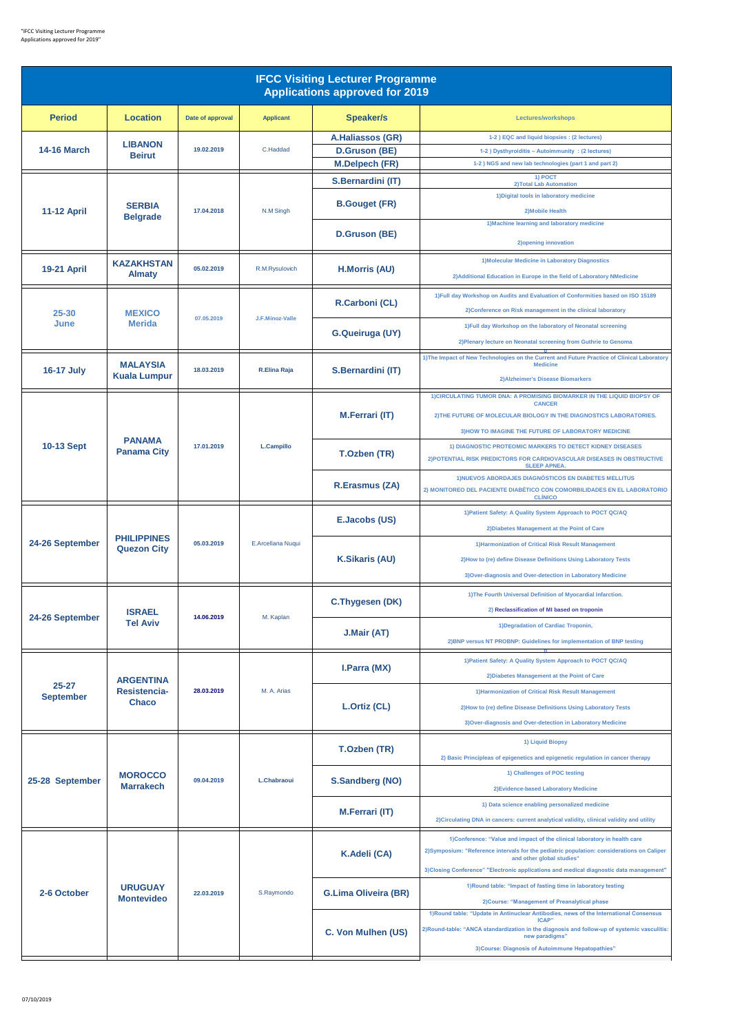"IFCC Visiting Lecturer Programme Applications approved for 2019"

# IFCC Visiting Lecturer Programme
## Applications approved for 2019

| Period | Location | Date of approval | Applicant | Speaker/s | Lectures/workshops |
|---|---|---|---|---|---|
| 14-16 March | LIBANON Beirut | 19.02.2019 | C.Haddad | A.Haliassos (GR) | 1-2 ) EQC and liquid biopsies : (2 lectures) |
| | | | | D.Gruson (BE) | 1-2 ) Dysthyroiditis – Autoimmunity : (2 lectures) |
| | | | | M.Delpech (FR) | 1-2 ) NGS and new lab technologies (part 1 and part 2) |
| 11-12 April | SERBIA Belgrade | 17.04.2018 | N.M Singh | S.Bernardini (IT) | 1) POCT<br>2)Total Lab Automation |
| | | | | B.Gouget (FR) | 1)Digital tools in laboratory medicine<br>2)Mobile Health |
| | | | | D.Gruson (BE) | 1)Machine learning and laboratory medicine<br>2)opening innovation |
| 19-21 April | KAZAKHSTAN Almaty | 05.02.2019 | R.M.Rysulovich | H.Morris (AU) | 1)Molecular Medicine in Laboratory Diagnostics<br>2)Additional Education in Europe in the field of Laboratory NMedicine |
| 25-30 June | MEXICO Merida | 07.05.2019 | J.F.Minoz-Valle | R.Carboni (CL) | 1)Full day Workshop on Audits and Evaluation of Conformities based on ISO 15189<br>2)Conference on Risk management in the clinical laboratory |
| | | | | G.Queiruga (UY) | 1)Full day Workshop on the laboratory of Neonatal screening<br>2)Plenary lecture on Neonatal screening from Guthrie to Genoma |
| 16-17 July | MALAYSIA Kuala Lumpur | 18.03.2019 | R.Elina Raja | S.Bernardini (IT) | 1)The Impact of New Technologies on the Current and Future Practice of Clinical Laboratory Medicine<br>2)Alzheimer's Disease Biomarkers |
| 10-13 Sept | PANAMA Panama City | 17.01.2019 | L.Campillo | M.Ferrari (IT) | 1)CIRCULATING TUMOR DNA: A PROMISING BIOMARKER IN THE LIQUID BIOPSY OF CANCER<br>2)THE FUTURE OF MOLECULAR BIOLOGY IN THE DIAGNOSTICS LABORATORIES.<br>3)HOW TO IMAGINE THE FUTURE OF LABORATORY MEDICINE |
| | | | | T.Ozben (TR) | 1) DIAGNOSTIC PROTEOMIC MARKERS TO DETECT KIDNEY DISEASES<br>2)POTENTIAL RISK PREDICTORS FOR CARDIOVASCULAR DISEASES IN OBSTRUCTIVE SLEEP APNEA. |
| | | | | R.Erasmus (ZA) | 1)NUEVOS ABORDAJES DIAGNÓSTICOS EN DIABETES MELLITUS<br>2) MONITOREO DEL PACIENTE DIABÉTICO CON COMORBILIDADES EN EL LABORATORIO CLÍNICO |
| 24-26 September | PHILIPPINES Quezon City | 05.03.2019 | E.Arcellana Nuqui | E.Jacobs (US) | 1)Patient Safety: A Quality System Approach to POCT QC/AQ<br>2)Diabetes Management at the Point of Care |
| | | | | K.Sikaris (AU) | 1)Harmonization of Critical Risk Result Management<br>2)How to (re) define Disease Definitions Using Laboratory Tests<br>3)Over-diagnosis and Over-detection in Laboratory Medicine |
| 24-26 September | ISRAEL Tel Aviv | 14.06.2019 | M. Kaplan | C.Thygesen (DK) | 1)The Fourth Universal Definition of Myocardial Infarction.<br>2) Reclassification of MI based on troponin |
| | | | | J.Mair (AT) | 1)Degradation of Cardiac Troponin,<br>2)BNP versus NT PROBNP: Guidelines for implementation of BNP testing |
| 25-27 September | ARGENTINA Resistencia-Chaco | 28.03.2019 | M. A. Arias | I.Parra (MX) | 1)Patient Safety: A Quality System Approach to POCT QC/AQ<br>2)Diabetes Management at the Point of Care |
| | | | | L.Ortiz (CL) | 1)Harmonization of Critical Risk Result Management<br>2)How to (re) define Disease Definitions Using Laboratory Tests<br>3)Over-diagnosis and Over-detection in Laboratory Medicine |
| 25-28 September | MOROCCO Marrakech | 09.04.2019 | L.Chabraoui | T.Ozben (TR) | 1) Liquid Biopsy<br>2) Basic Principleas of epigenetics and epigenetic regulation in cancer therapy |
| | | | | S.Sandberg (NO) | 1) Challenges of POC testing<br>2)Evidence-based Laboratory Medicine |
| | | | | M.Ferrari (IT) | 1) Data science enabling personalized medicine<br>2)Circulating DNA in cancers: current analytical validity, clinical validity and utility |
| 2-6 October | URUGUAY Montevideo | 22.03.2019 | S.Raymondo | K.Adeli (CA) | 1)Conference: "Value and impact of the clinical laboratory in health care<br>2)Symposium: "Reference intervals for the pediatric population: considerations on Caliper and other global studies"<br>3)Closing Conference" "Electronic applications and medical diagnostic data management" |
| | | | | G.Lima Oliveira (BR) | 1)Round table: "Impact of fasting time in laboratory testing<br>2)Course: "Management of Preanalytical phase |
| | | | | C. Von Mulhen (US) | 1)Round table: "Update in Antinuclear Antibodies, news of the International Consensus ICAP"<br>2)Round-table: "ANCA standardization in the diagnosis and follow-up of systemic vasculitis: new paradigms"<br>3)Course: Diagnosis of Autoimmune Hepatopathies" |

07/10/2019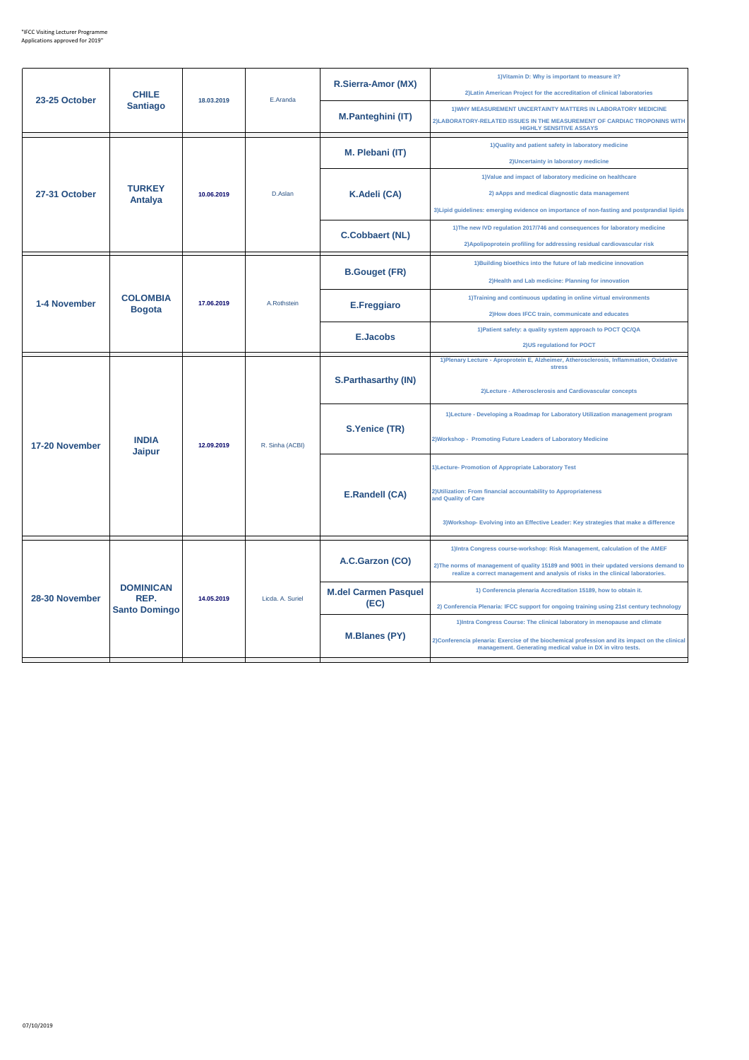"IFCC Visiting Lecturer Programme
Applications approved for 2019"

| | | | | | |
|---|---|---|---|---|---|
| **23-25 October** | **CHILE Santiago** | 18.03.2019 | E.Aranda | **R.Sierra-Amor (MX)** | 1)Vitamin D: Why is important to measure it?<br>2)Latin American Project for the accreditation of clinical laboratories |
| | | | | **M.Panteghini (IT)** | 1)WHY MEASUREMENT UNCERTAINTY MATTERS IN LABORATORY MEDICINE<br>2)LABORATORY-RELATED ISSUES IN THE MEASUREMENT OF CARDIAC TROPONINS WITH HIGHLY SENSITIVE ASSAYS |
| **27-31 October** | **TURKEY Antalya** | 10.06.2019 | D.Aslan | **M. Plebani (IT)** | 1)Quality and patient safety in laboratory medicine<br>2)Uncertainty in laboratory medicine |
| | | | | **K.Adeli (CA)** | 1)Value and impact of laboratory medicine on healthcare<br>2) aApps and medical diagnostic data management<br>3)Lipid guidelines: emerging evidence on importance of non-fasting and postprandial lipids |
| | | | | **C.Cobbaert (NL)** | 1)The new IVD regulation 2017/746 and consequences for laboratory medicine<br>2)Apolipoprotein profiling for addressing residual cardiovascular risk |
| **1-4 November** | **COLOMBIA Bogota** | 17.06.2019 | A.Rothstein | **B.Gouget (FR)** | 1)Building bioethics into the future of lab medicine innovation<br>2)Health and Lab medicine: Planning for innovation |
| | | | | **E.Freggiaro** | 1)Training and continuous updating in online virtual environments<br>2)How does IFCC train, communicate and educates |
| | | | | **E.Jacobs** | 1)Patient safety: a quality system approach to POCT QC/QA<br>2)US regulationd for POCT |
| **17-20 November** | **INDIA Jaipur** | 12.09.2019 | R. Sinha (ACBI) | **S.Parthasarthy (IN)** | 1)Plenary Lecture - Aproprotein E, Alzheimer, Atherosclerosis, Inflammation, Oxidative stress<br>2)Lecture - Atherosclerosis and Cardiovascular concepts |
| | | | | **S.Yenice (TR)** | 1)Lecture - Developing a Roadmap for Laboratory Utilization management program<br>2)Workshop - Promoting Future Leaders of Laboratory Medicine |
| | | | | **E.Randell (CA)** | 1)Lecture- Promotion of Appropriate Laboratory Test<br>2)Utilization: From financial accountability to Appropriateness and Quality of Care<br>3)Workshop- Evolving into an Effective Leader: Key strategies that make a difference |
| **28-30 November** | **DOMINICAN REP. Santo Domingo** | 14.05.2019 | Licda. A. Suriel | **A.C.Garzon (CO)** | 1)Intra Congress course-workshop: Risk Management, calculation of the AMEF<br>2)The norms of management of quality 15189 and 9001 in their updated versions demand to realize a correct management and analysis of risks in the clinical laboratories. |
| | | | | **M.del Carmen Pasquel (EC)** | 1) Conferencia plenaria Accreditation 15189, how to obtain it.<br>2) Conferencia Plenaria: IFCC support for ongoing training using 21st century technology |
| | | | | **M.Blanes (PY)** | 1)Intra Congress Course: The clinical laboratory in menopause and climate<br>2)Conferencia plenaria: Exercise of the biochemical profession and its impact on the clinical management. Generating medical value in DX in vitro tests. |

07/10/2019